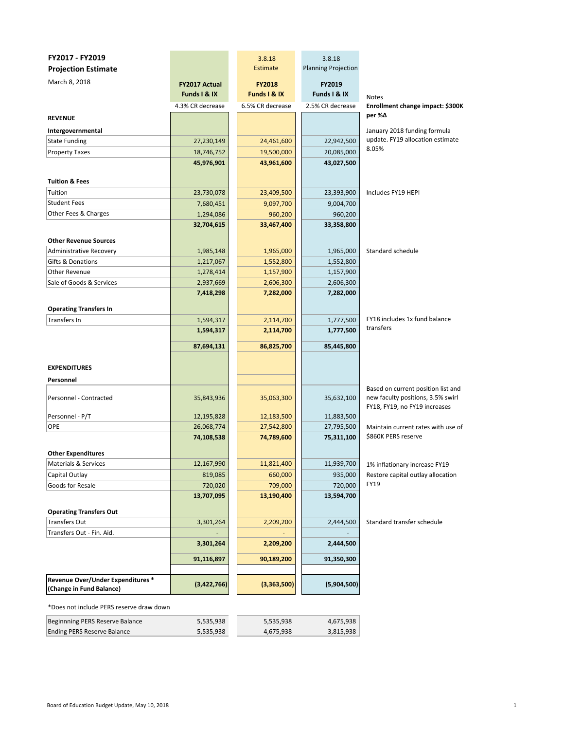# FY2017 - FY2019 Projection Estimate

March 8, 2018

| | FY2017 Actual Funds I & IX | 3.8.18 Estimate FY2018 Funds I & IX | 3.8.18 Planning Projection FY2019 Funds I & IX | Notes |
|---|---|---|---|---|
| | 4.3% CR decrease | 6.5% CR decrease | 2.5% CR decrease | **Enrollment change impact: $300K per %Δ** |
| **REVENUE** | | | | |
| **Intergovernmental** | | | | |
| State Funding | 27,230,149 | 24,461,600 | 22,942,500 | January 2018 funding formula update. FY19 allocation estimate 8.05% |
| Property Taxes | 18,746,752 | 19,500,000 | 20,085,000 | |
| | **45,976,901** | **43,961,600** | **43,027,500** | |
| **Tuition & Fees** | | | | |
| Tuition | 23,730,078 | 23,409,500 | 23,393,900 | Includes FY19 HEPI |
| Student Fees | 7,680,451 | 9,097,700 | 9,004,700 | |
| Other Fees & Charges | 1,294,086 | 960,200 | 960,200 | |
| | **32,704,615** | **33,467,400** | **33,358,800** | |
| **Other Revenue Sources** | | | | |
| Administrative Recovery | 1,985,148 | 1,965,000 | 1,965,000 | Standard schedule |
| Gifts & Donations | 1,217,067 | 1,552,800 | 1,552,800 | |
| Other Revenue | 1,278,414 | 1,157,900 | 1,157,900 | |
| Sale of Goods & Services | 2,937,669 | 2,606,300 | 2,606,300 | |
| | **7,418,298** | **7,282,000** | **7,282,000** | |
| **Operating Transfers In** | | | | |
| Transfers In | 1,594,317 | 2,114,700 | 1,777,500 | FY18 includes 1x fund balance transfers |
| | **1,594,317** | **2,114,700** | **1,777,500** | |
| | **87,694,131** | **86,825,700** | **85,445,800** | |
| **EXPENDITURES** | | | | |
| **Personnel** | | | | |
| Personnel - Contracted | 35,843,936 | 35,063,300 | 35,632,100 | Based on current position list and new faculty positions, 3.5% swirl FY18, FY19, no FY19 increases |
| Personnel - P/T | 12,195,828 | 12,183,500 | 11,883,500 | |
| OPE | 26,068,774 | 27,542,800 | 27,795,500 | Maintain current rates with use of $860K PERS reserve |
| | **74,108,538** | **74,789,600** | **75,311,100** | |
| **Other Expenditures** | | | | |
| Materials & Services | 12,167,990 | 11,821,400 | 11,939,700 | 1% inflationary increase FY19 |
| Capital Outlay | 819,085 | 660,000 | 935,000 | Restore capital outlay allocation FY19 |
| Goods for Resale | 720,020 | 709,000 | 720,000 | |
| | **13,707,095** | **13,190,400** | **13,594,700** | |
| **Operating Transfers Out** | | | | |
| Transfers Out | 3,301,264 | 2,209,200 | 2,444,500 | Standard transfer schedule |
| Transfers Out - Fin. Aid. | - | - | - | |
| | **3,301,264** | **2,209,200** | **2,444,500** | |
| | **91,116,897** | **90,189,200** | **91,350,300** | |
| **Revenue Over/Under Expenditures * (Change in Fund Balance)** | **(3,422,766)** | **(3,363,500)** | **(5,904,500)** | |

*Does not include PERS reserve draw down

| | FY2017 | FY2018 | FY2019 |
|---|---|---|---|
| Beginnning PERS Reserve Balance | 5,535,938 | 5,535,938 | 4,675,938 |
| Ending PERS Reserve Balance | 5,535,938 | 4,675,938 | 3,815,938 |

Board of Education Budget Update, May 10, 2018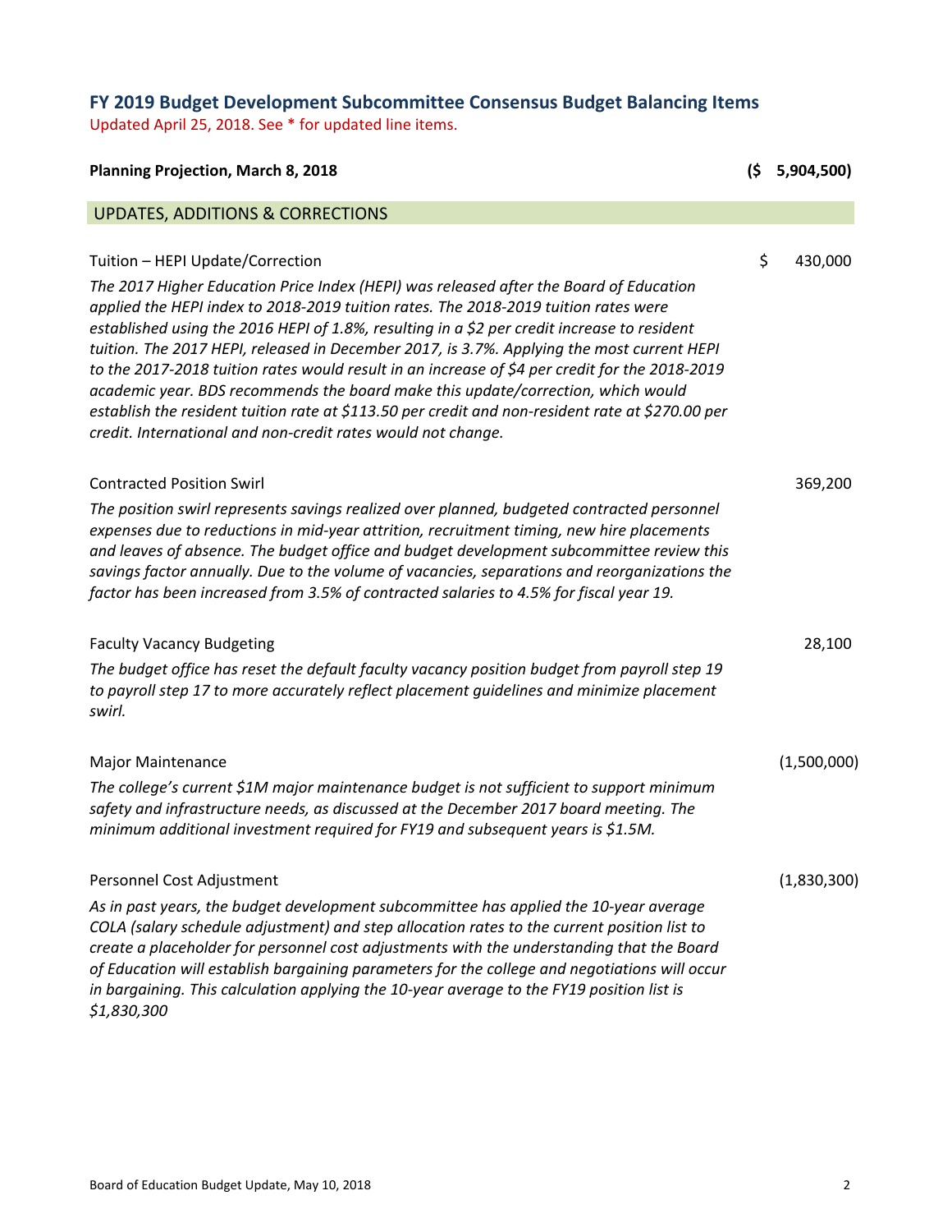## FY 2019 Budget Development Subcommittee Consensus Budget Balancing Items

Updated April 25, 2018. See * for updated line items.

**Planning Projection, March 8, 2018** **($ 5,904,500)**

### UPDATES, ADDITIONS & CORRECTIONS

Tuition – HEPI Update/Correction $ 430,000

*The 2017 Higher Education Price Index (HEPI) was released after the Board of Education applied the HEPI index to 2018-2019 tuition rates. The 2018-2019 tuition rates were established using the 2016 HEPI of 1.8%, resulting in a $2 per credit increase to resident tuition. The 2017 HEPI, released in December 2017, is 3.7%. Applying the most current HEPI to the 2017-2018 tuition rates would result in an increase of $4 per credit for the 2018-2019 academic year. BDS recommends the board make this update/correction, which would establish the resident tuition rate at $113.50 per credit and non-resident rate at $270.00 per credit. International and non-credit rates would not change.*

Contracted Position Swirl 369,200

*The position swirl represents savings realized over planned, budgeted contracted personnel expenses due to reductions in mid-year attrition, recruitment timing, new hire placements and leaves of absence. The budget office and budget development subcommittee review this savings factor annually. Due to the volume of vacancies, separations and reorganizations the factor has been increased from 3.5% of contracted salaries to 4.5% for fiscal year 19.*

Faculty Vacancy Budgeting 28,100

*The budget office has reset the default faculty vacancy position budget from payroll step 19 to payroll step 17 to more accurately reflect placement guidelines and minimize placement swirl.*

Major Maintenance (1,500,000)

*The college's current $1M major maintenance budget is not sufficient to support minimum safety and infrastructure needs, as discussed at the December 2017 board meeting. The minimum additional investment required for FY19 and subsequent years is $1.5M.*

Personnel Cost Adjustment (1,830,300)

*As in past years, the budget development subcommittee has applied the 10-year average COLA (salary schedule adjustment) and step allocation rates to the current position list to create a placeholder for personnel cost adjustments with the understanding that the Board of Education will establish bargaining parameters for the college and negotiations will occur in bargaining. This calculation applying the 10-year average to the FY19 position list is $1,830,300*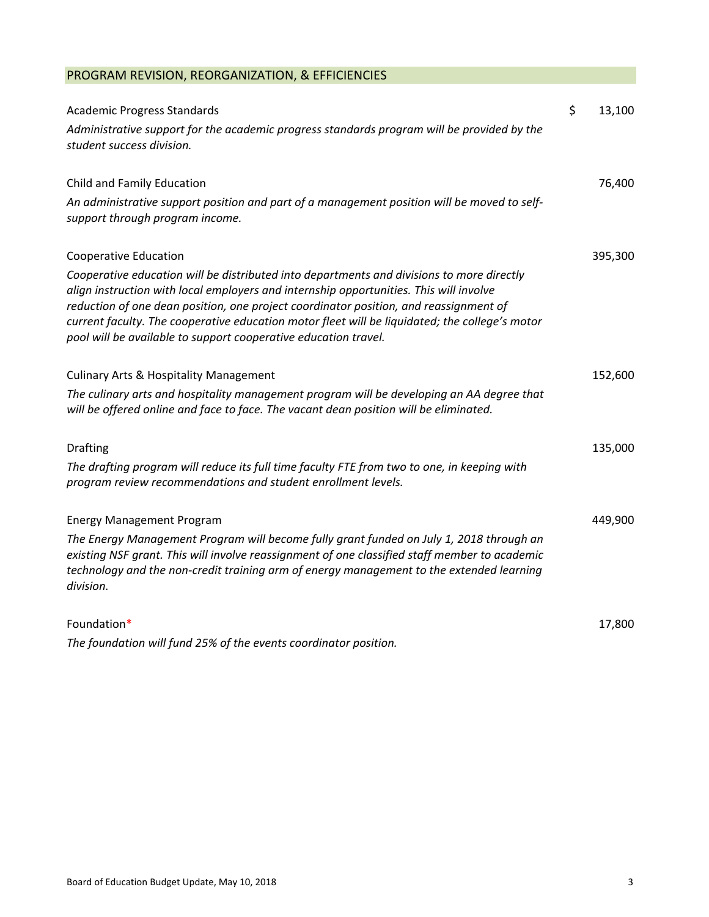## PROGRAM REVISION, REORGANIZATION, & EFFICIENCIES

Academic Progress Standards — $ 13,100

*Administrative support for the academic progress standards program will be provided by the student success division.*

Child and Family Education — 76,400

*An administrative support position and part of a management position will be moved to self-support through program income.*

Cooperative Education — 395,300

*Cooperative education will be distributed into departments and divisions to more directly align instruction with local employers and internship opportunities. This will involve reduction of one dean position, one project coordinator position, and reassignment of current faculty. The cooperative education motor fleet will be liquidated; the college's motor pool will be available to support cooperative education travel.*

Culinary Arts & Hospitality Management — 152,600

*The culinary arts and hospitality management program will be developing an AA degree that will be offered online and face to face. The vacant dean position will be eliminated.*

Drafting — 135,000

*The drafting program will reduce its full time faculty FTE from two to one, in keeping with program review recommendations and student enrollment levels.*

Energy Management Program — 449,900

*The Energy Management Program will become fully grant funded on July 1, 2018 through an existing NSF grant. This will involve reassignment of one classified staff member to academic technology and the non-credit training arm of energy management to the extended learning division.*

Foundation* — 17,800

*The foundation will fund 25% of the events coordinator position.*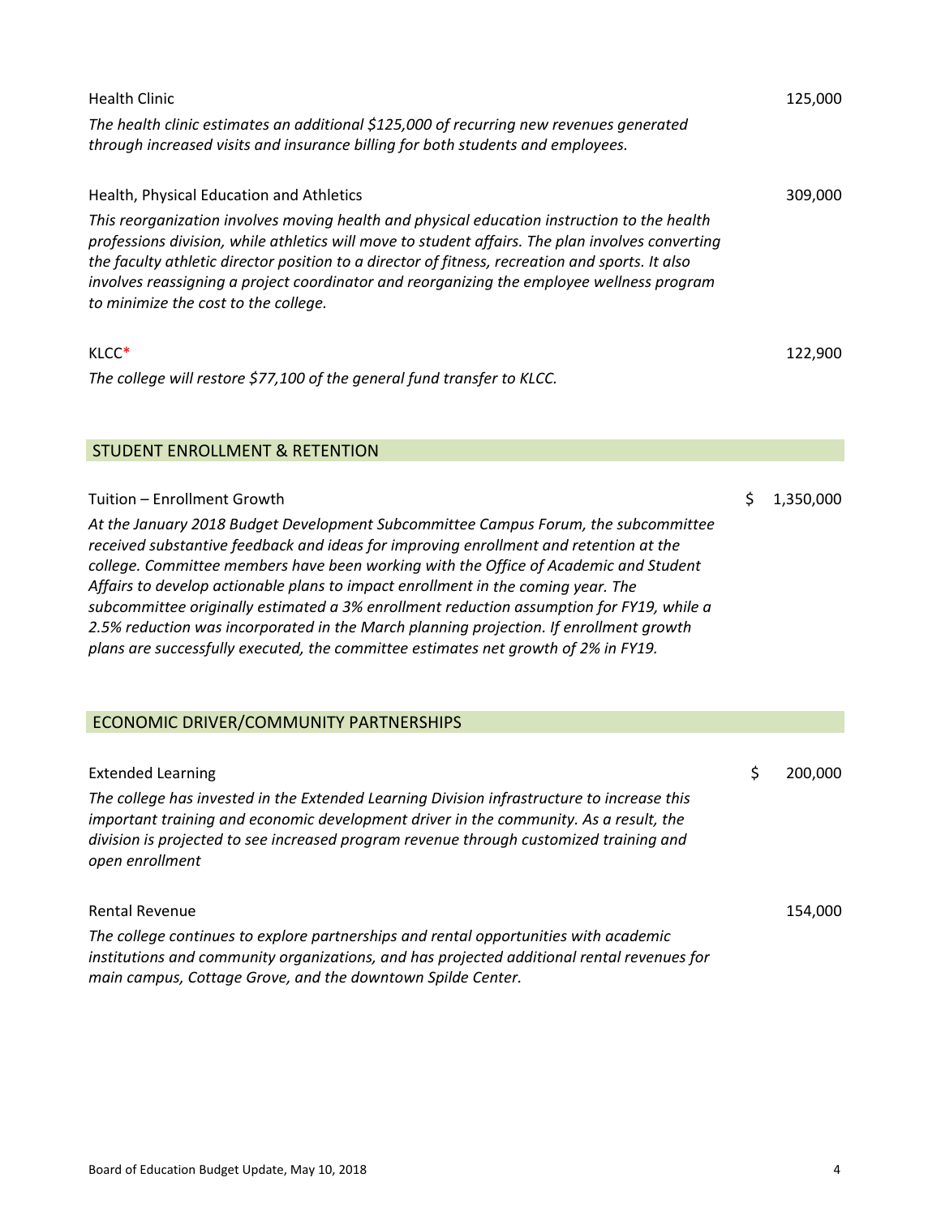Health Clinic 125,000

*The health clinic estimates an additional $125,000 of recurring new revenues generated through increased visits and insurance billing for both students and employees.*

Health, Physical Education and Athletics 309,000

*This reorganization involves moving health and physical education instruction to the health professions division, while athletics will move to student affairs. The plan involves converting the faculty athletic director position to a director of fitness, recreation and sports. It also involves reassigning a project coordinator and reorganizing the employee wellness program to minimize the cost to the college.*

KLCC* 122,900

*The college will restore $77,100 of the general fund transfer to KLCC.*

## STUDENT ENROLLMENT & RETENTION

Tuition – Enrollment Growth $ 1,350,000

*At the January 2018 Budget Development Subcommittee Campus Forum, the subcommittee received substantive feedback and ideas for improving enrollment and retention at the college. Committee members have been working with the Office of Academic and Student Affairs to develop actionable plans to impact enrollment in the coming year. The subcommittee originally estimated a 3% enrollment reduction assumption for FY19, while a 2.5% reduction was incorporated in the March planning projection. If enrollment growth plans are successfully executed, the committee estimates net growth of 2% in FY19.*

## ECONOMIC DRIVER/COMMUNITY PARTNERSHIPS

Extended Learning $ 200,000

*The college has invested in the Extended Learning Division infrastructure to increase this important training and economic development driver in the community. As a result, the division is projected to see increased program revenue through customized training and open enrollment*

Rental Revenue 154,000

*The college continues to explore partnerships and rental opportunities with academic institutions and community organizations, and has projected additional rental revenues for main campus, Cottage Grove, and the downtown Spilde Center.*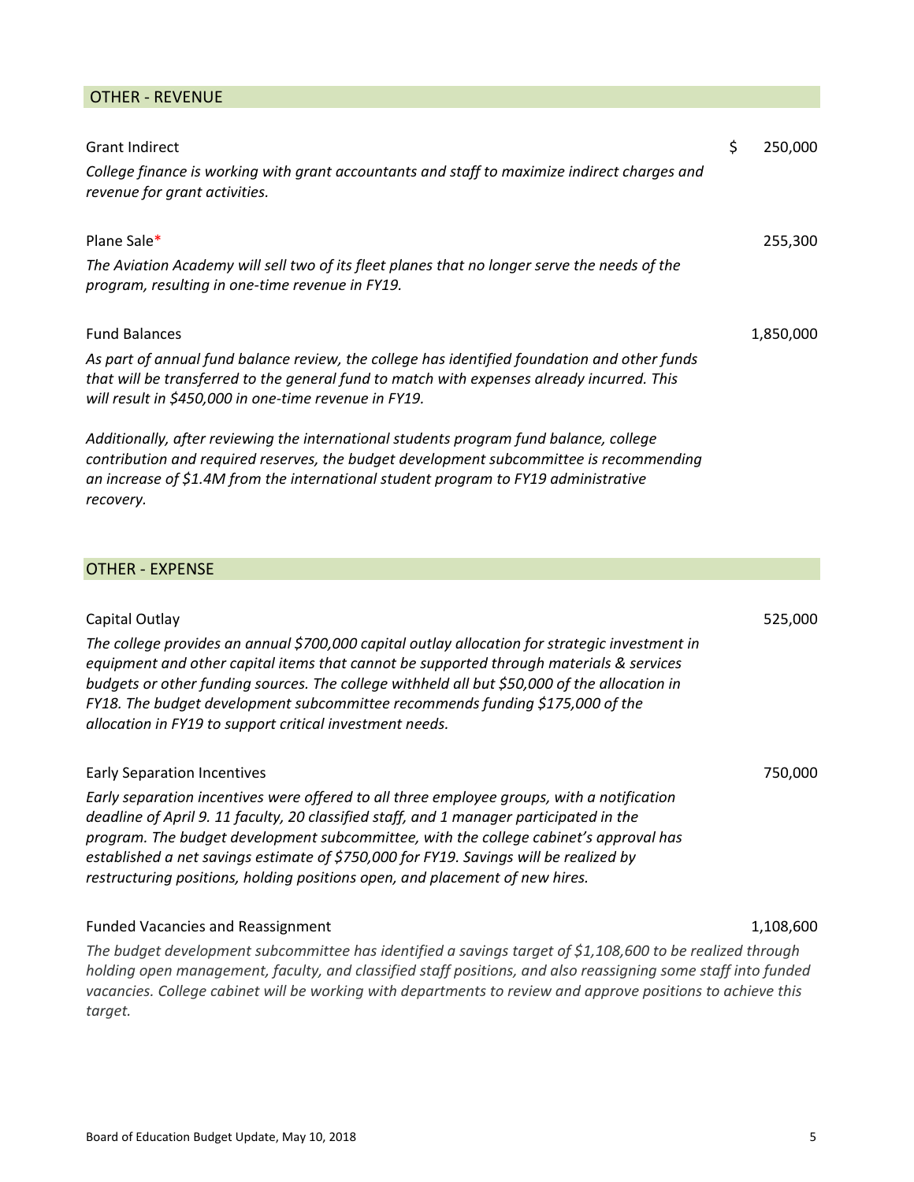## OTHER - REVENUE

| | | |
|---|---|---|
| Grant Indirect | $ | 250,000 |

*College finance is working with grant accountants and staff to maximize indirect charges and revenue for grant activities.*

| | |
|---|---|
| Plane Sale* | 255,300 |

*The Aviation Academy will sell two of its fleet planes that no longer serve the needs of the program, resulting in one-time revenue in FY19.*

| | |
|---|---|
| Fund Balances | 1,850,000 |

*As part of annual fund balance review, the college has identified foundation and other funds that will be transferred to the general fund to match with expenses already incurred. This will result in $450,000 in one-time revenue in FY19.*

*Additionally, after reviewing the international students program fund balance, college contribution and required reserves, the budget development subcommittee is recommending an increase of $1.4M from the international student program to FY19 administrative recovery.*

## OTHER - EXPENSE

| | |
|---|---|
| Capital Outlay | 525,000 |

*The college provides an annual $700,000 capital outlay allocation for strategic investment in equipment and other capital items that cannot be supported through materials & services budgets or other funding sources. The college withheld all but $50,000 of the allocation in FY18. The budget development subcommittee recommends funding $175,000 of the allocation in FY19 to support critical investment needs.*

| | |
|---|---|
| Early Separation Incentives | 750,000 |

*Early separation incentives were offered to all three employee groups, with a notification deadline of April 9. 11 faculty, 20 classified staff, and 1 manager participated in the program. The budget development subcommittee, with the college cabinet's approval has established a net savings estimate of $750,000 for FY19. Savings will be realized by restructuring positions, holding positions open, and placement of new hires.*

| | |
|---|---|
| Funded Vacancies and Reassignment | 1,108,600 |

*The budget development subcommittee has identified a savings target of $1,108,600 to be realized through holding open management, faculty, and classified staff positions, and also reassigning some staff into funded vacancies. College cabinet will be working with departments to review and approve positions to achieve this target.*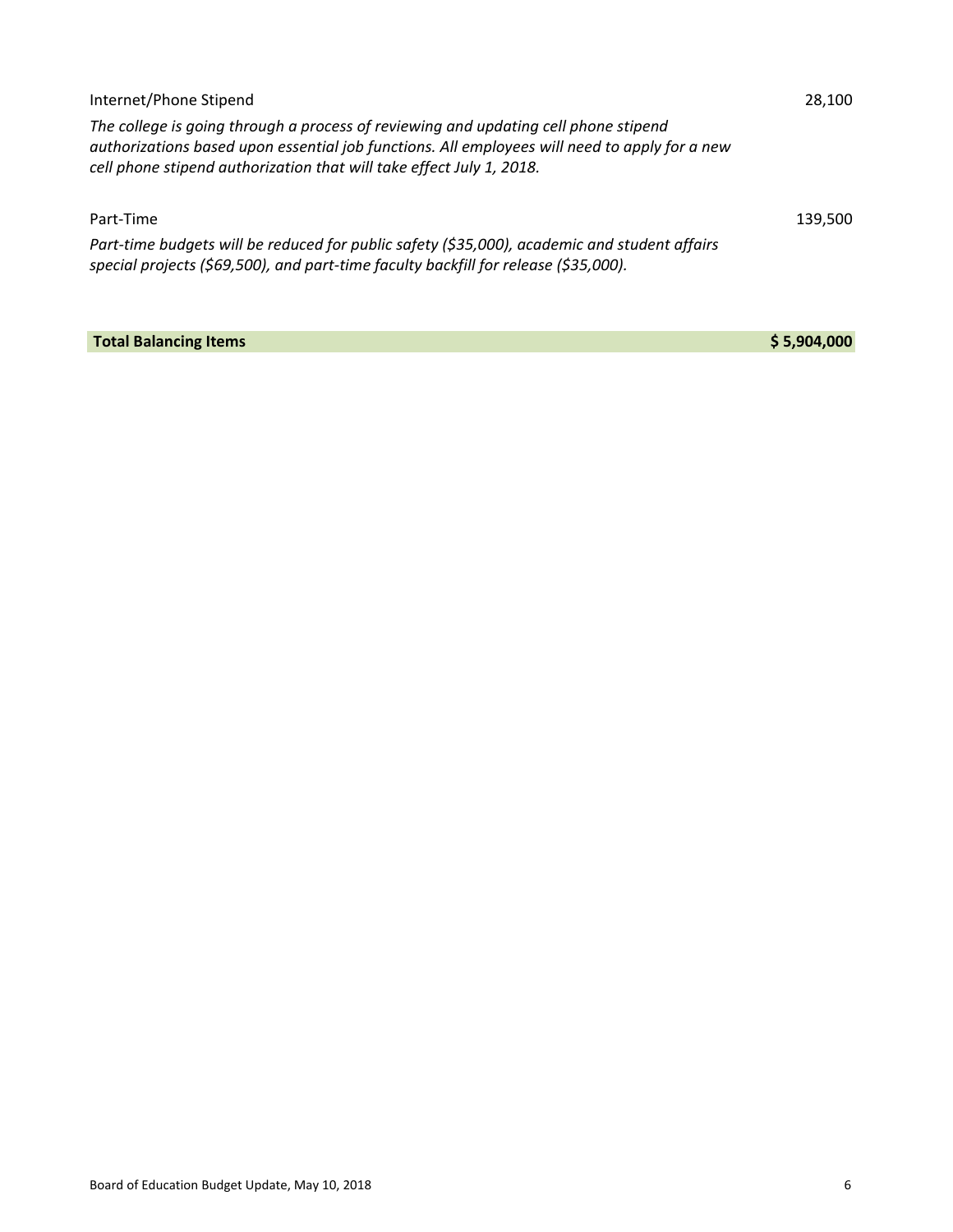| | |
|---|---|
| Internet/Phone Stipend | 28,100 |
| *The college is going through a process of reviewing and updating cell phone stipend authorizations based upon essential job functions. All employees will need to apply for a new cell phone stipend authorization that will take effect July 1, 2018.* | |
| Part-Time | 139,500 |
| *Part-time budgets will be reduced for public safety ($35,000), academic and student affairs special projects ($69,500), and part-time faculty backfill for release ($35,000).* | |
| **Total Balancing Items** | **$ 5,904,000** |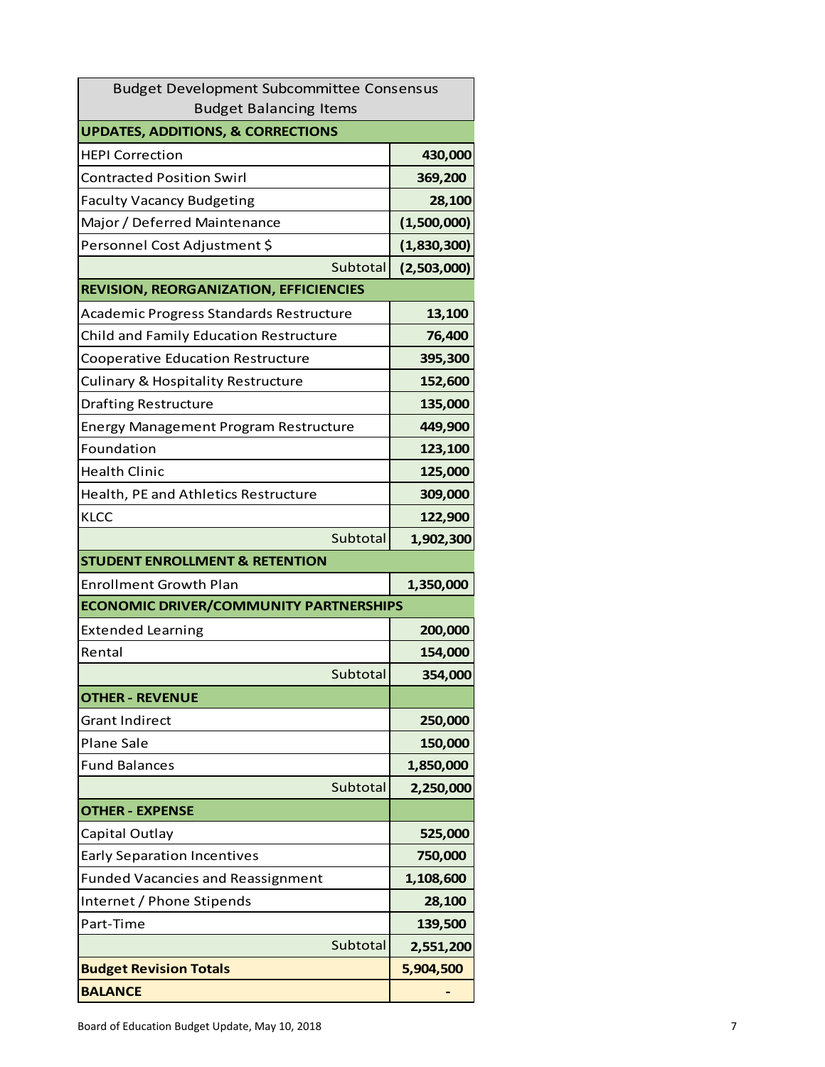| Budget Development Subcommittee Consensus Budget Balancing Items | |
|---|---|
| **UPDATES, ADDITIONS, & CORRECTIONS** | |
| HEPI Correction | **430,000** |
| Contracted Position Swirl | **369,200** |
| Faculty Vacancy Budgeting | **28,100** |
| Major / Deferred Maintenance | **(1,500,000)** |
| Personnel Cost Adjustment $ | **(1,830,300)** |
| Subtotal | **(2,503,000)** |
| **REVISION, REORGANIZATION, EFFICIENCIES** | |
| Academic Progress Standards Restructure | **13,100** |
| Child and Family Education Restructure | **76,400** |
| Cooperative Education Restructure | **395,300** |
| Culinary & Hospitality Restructure | **152,600** |
| Drafting Restructure | **135,000** |
| Energy Management Program Restructure | **449,900** |
| Foundation | **123,100** |
| Health Clinic | **125,000** |
| Health, PE and Athletics Restructure | **309,000** |
| KLCC | **122,900** |
| Subtotal | **1,902,300** |
| **STUDENT ENROLLMENT & RETENTION** | |
| Enrollment Growth Plan | **1,350,000** |
| **ECONOMIC DRIVER/COMMUNITY PARTNERSHIPS** | |
| Extended Learning | **200,000** |
| Rental | **154,000** |
| Subtotal | **354,000** |
| **OTHER - REVENUE** | |
| Grant Indirect | **250,000** |
| Plane Sale | **150,000** |
| Fund Balances | **1,850,000** |
| Subtotal | **2,250,000** |
| **OTHER - EXPENSE** | |
| Capital Outlay | **525,000** |
| Early Separation Incentives | **750,000** |
| Funded Vacancies and Reassignment | **1,108,600** |
| Internet / Phone Stipends | **28,100** |
| Part-Time | **139,500** |
| Subtotal | **2,551,200** |
| **Budget Revision Totals** | **5,904,500** |
| **BALANCE** | **-** |

Board of Education Budget Update, May 10, 2018